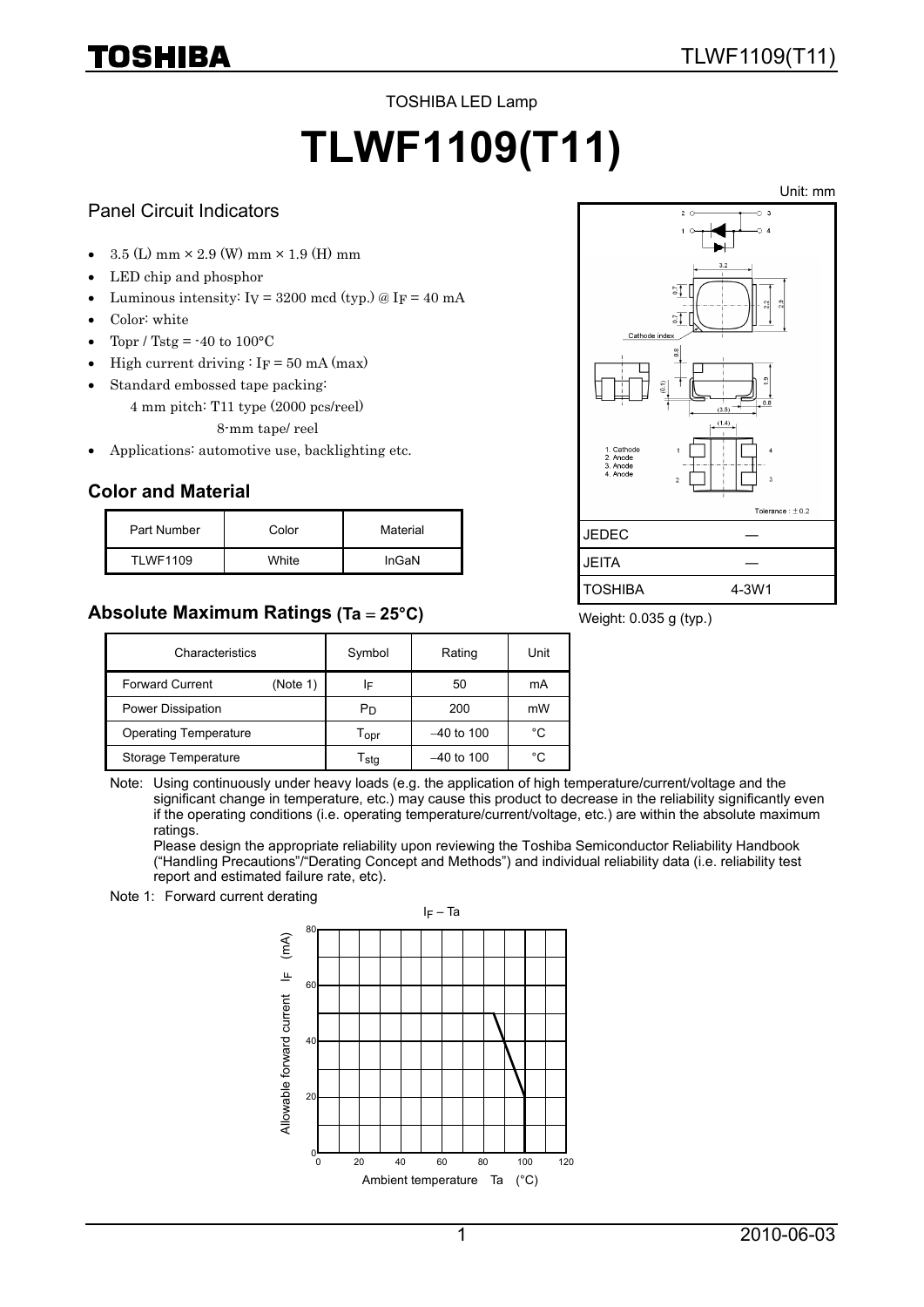TOSHIBA LED Lamp

# TLWF1109(T11)

## Panel Circuit Indicators

- 3.5 (L) mm × 2.9 (W) mm × 1.9 (H) mm
- LED chip and phosphor
- Luminous intensity: $I_V$ = 3200 mcd (typ.) @ $I_F$ = 40 mA
- Color: white
- Topr / Tstg = -40 to 100°C
- High current driving : $I_F$ = 50 mA (max)
- Standard embossed tape packing:
  4 mm pitch: T11 type (2000 pcs/reel)
  8-mm tape/ reel
- Applications: automotive use, backlighting etc.

Unit: mm

1. Cathode
2. Anode
3. Anode
4. Anode

Tolerance : ±0.2

| | |
|---|---|
| JEDEC | ― |
| JEITA | ― |
| TOSHIBA | 4-3W1 |

Weight: 0.035 g (typ.)

## Color and Material

| Part Number | Color | Material |
|---|---|---|
| TLWF1109 | White | InGaN |

## Absolute Maximum Ratings (Ta = 25°C)

| Characteristics | Symbol | Rating | Unit |
|---|---|---|---|
| Forward Current (Note 1) | $I_F$ | 50 | mA |
| Power Dissipation | $P_D$ | 200 | mW |
| Operating Temperature | $T_{opr}$ | –40 to 100 | °C |
| Storage Temperature | $T_{stg}$ | –40 to 100 | °C |

Note: Using continuously under heavy loads (e.g. the application of high temperature/current/voltage and the significant change in temperature, etc.) may cause this product to decrease in the reliability significantly even if the operating conditions (i.e. operating temperature/current/voltage, etc.) are within the absolute maximum ratings.
Please design the appropriate reliability upon reviewing the Toshiba Semiconductor Reliability Handbook ("Handling Precautions"/"Derating Concept and Methods") and individual reliability data (i.e. reliability test report and estimated failure rate, etc).

Note 1: Forward current derating

$I_F$ – Ta

Allowable forward current $I_F$ (mA)

Ambient temperature Ta (°C)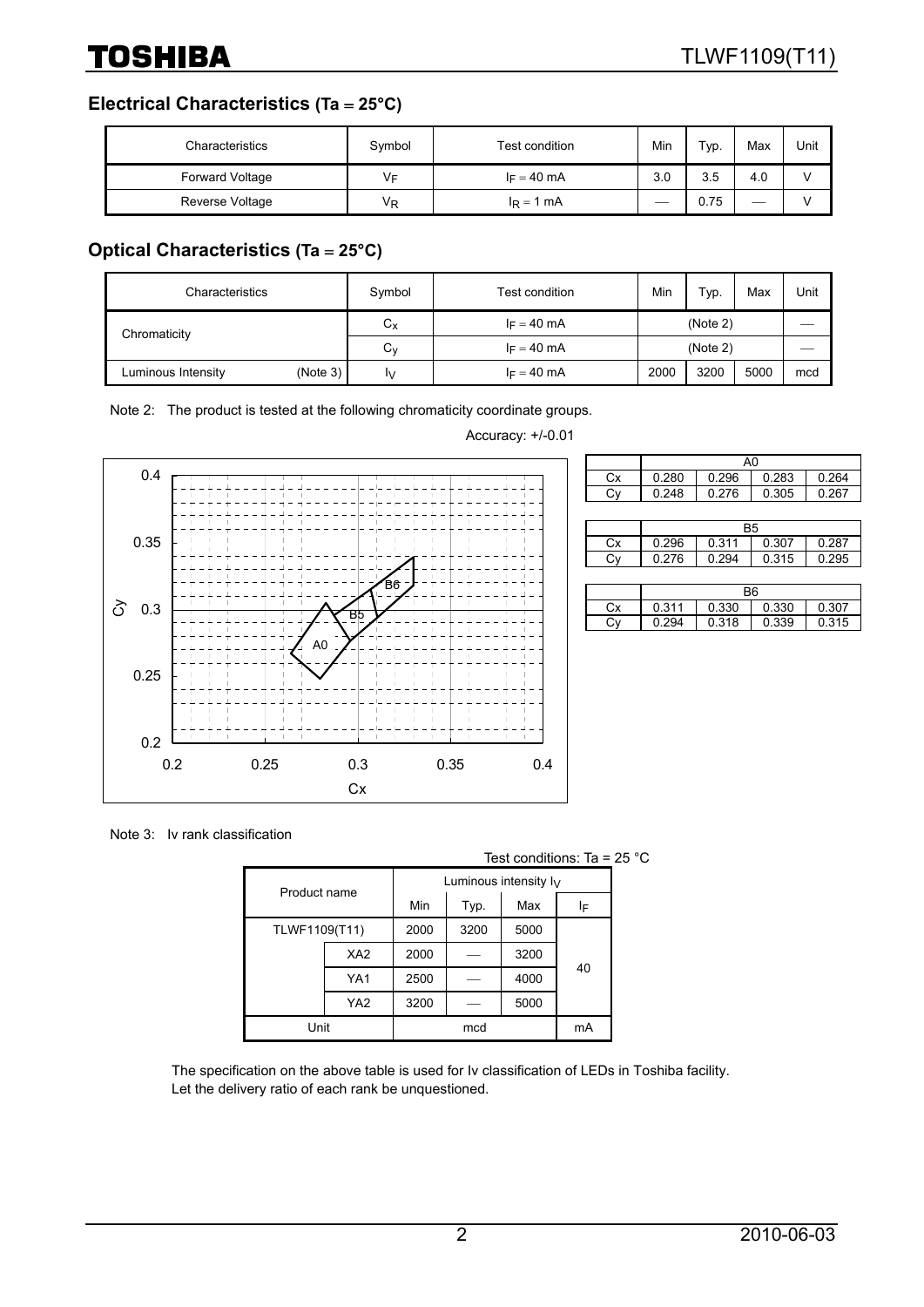## Electrical Characteristics (Ta = 25°C)

| Characteristics | Symbol | Test condition | Min | Typ. | Max | Unit |
|---|---|---|---|---|---|---|
| Forward Voltage | $V_F$ | $I_F = 40$ mA | 3.0 | 3.5 | 4.0 | V |
| Reverse Voltage | $V_R$ | $I_R = 1$ mA | — | 0.75 | — | V |

## Optical Characteristics (Ta = 25°C)

| Characteristics | | Symbol | Test condition | Min | Typ. | Max | Unit |
|---|---|---|---|---|---|---|---|
| Chromaticity | | $C_x$ | $I_F = 40$ mA | | (Note 2) | | — |
| | | $C_y$ | $I_F = 40$ mA | | (Note 2) | | — |
| Luminous Intensity | (Note 3) | $I_V$ | $I_F = 40$ mA | 2000 | 3200 | 5000 | mcd |

Note 2: The product is tested at the following chromaticity coordinate groups.

Accuracy: +/-0.01

| | A0 | | | |
|---|---|---|---|---|
| Cx | 0.280 | 0.296 | 0.283 | 0.264 |
| Cy | 0.248 | 0.276 | 0.305 | 0.267 |

| | B5 | | | |
|---|---|---|---|---|
| Cx | 0.296 | 0.311 | 0.307 | 0.287 |
| Cy | 0.276 | 0.294 | 0.315 | 0.295 |

| | B6 | | | |
|---|---|---|---|---|
| Cx | 0.311 | 0.330 | 0.330 | 0.307 |
| Cy | 0.294 | 0.318 | 0.339 | 0.315 |

Note 3: Iv rank classification

Test conditions: Ta = 25 °C

| Product name | | Luminous intensity $I_V$ | | | |
|---|---|---|---|---|---|
| | | Min | Typ. | Max | $I_F$ |
| TLWF1109(T11) | | 2000 | 3200 | 5000 | 40 |
| | XA2 | 2000 | — | 3200 | |
| | YA1 | 2500 | — | 4000 | |
| | YA2 | 3200 | — | 5000 | |
| Unit | | mcd | | | mA |

The specification on the above table is used for Iv classification of LEDs in Toshiba facility.
Let the delivery ratio of each rank be unquestioned.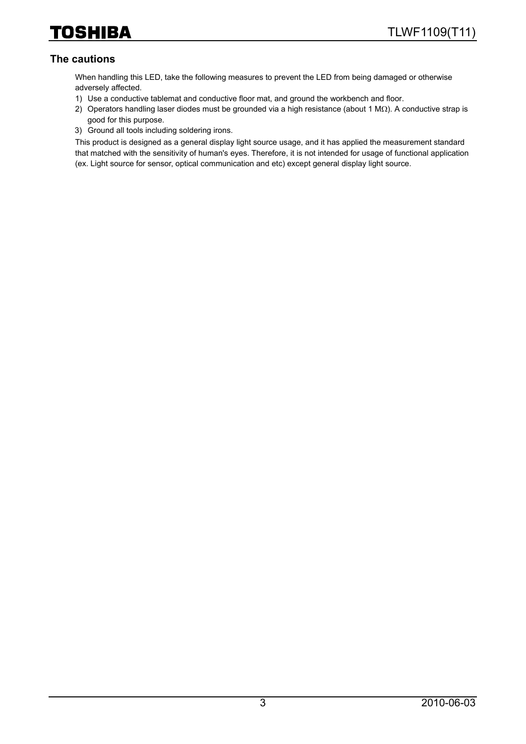## The cautions

When handling this LED, take the following measures to prevent the LED from being damaged or otherwise adversely affected.

1) Use a conductive tablemat and conductive floor mat, and ground the workbench and floor.
2) Operators handling laser diodes must be grounded via a high resistance (about 1 MΩ). A conductive strap is good for this purpose.
3) Ground all tools including soldering irons.

This product is designed as a general display light source usage, and it has applied the measurement standard that matched with the sensitivity of human's eyes. Therefore, it is not intended for usage of functional application (ex. Light source for sensor, optical communication and etc) except general display light source.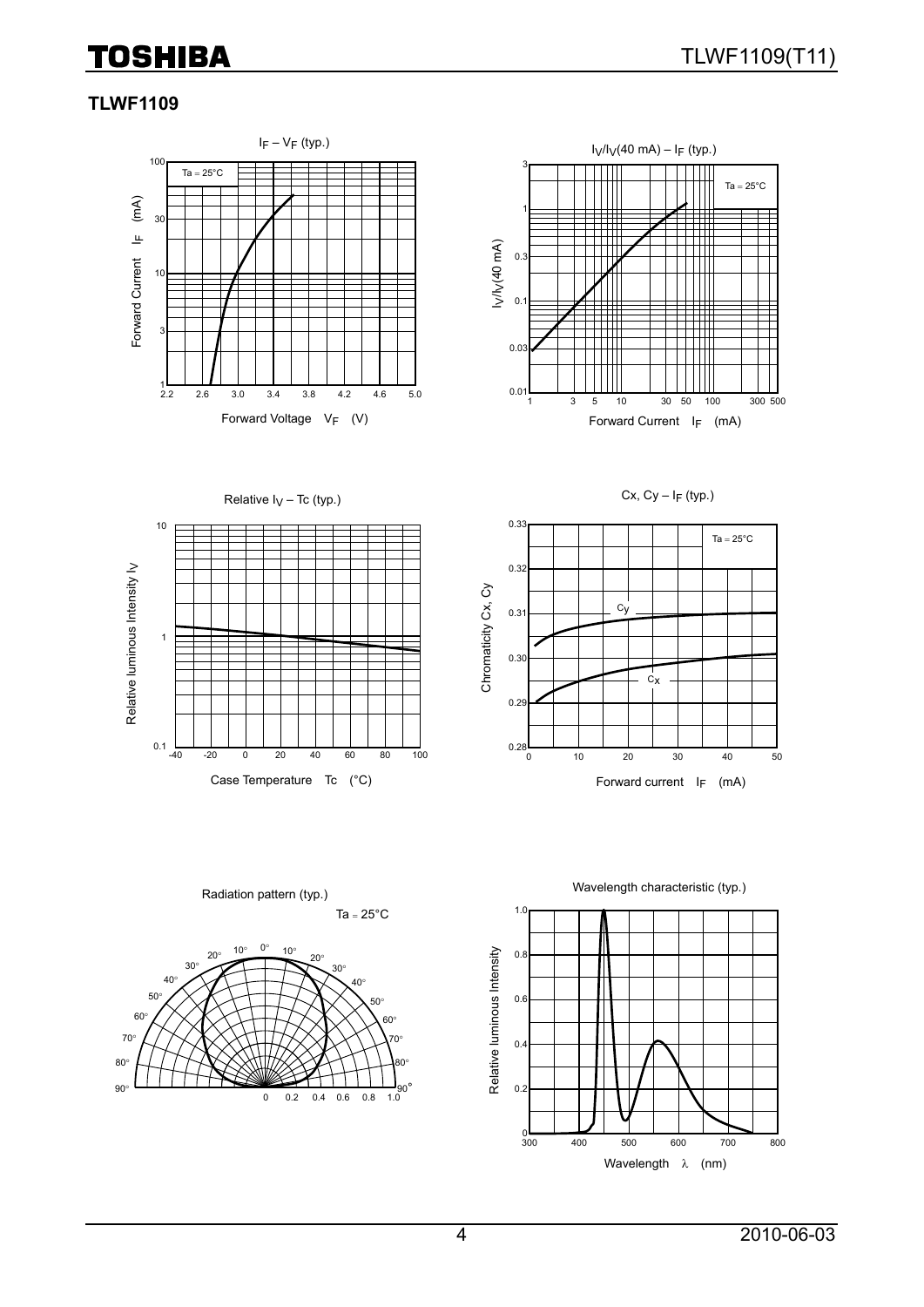## TLWF1109

$I_F$ – $V_F$ (typ.)

Ta = 25°C

Forward Current $I_F$ (mA)

Forward Voltage $V_F$ (V)

$I_V/I_V$(40 mA) – $I_F$ (typ.)

Ta = 25°C

$I_V/I_V$(40 mA)

Forward Current $I_F$ (mA)

Relative $I_V$ – Tc (typ.)

Relative luminous Intensity $I_V$

Case Temperature Tc (°C)

Cx, Cy – $I_F$ (typ.)

Ta = 25°C

Chromaticity Cx, Cy

Forward current $I_F$ (mA)

Radiation pattern (typ.)

Ta = 25°C

Wavelength characteristic (typ.)

Relative luminous Intensity

Wavelength λ (nm)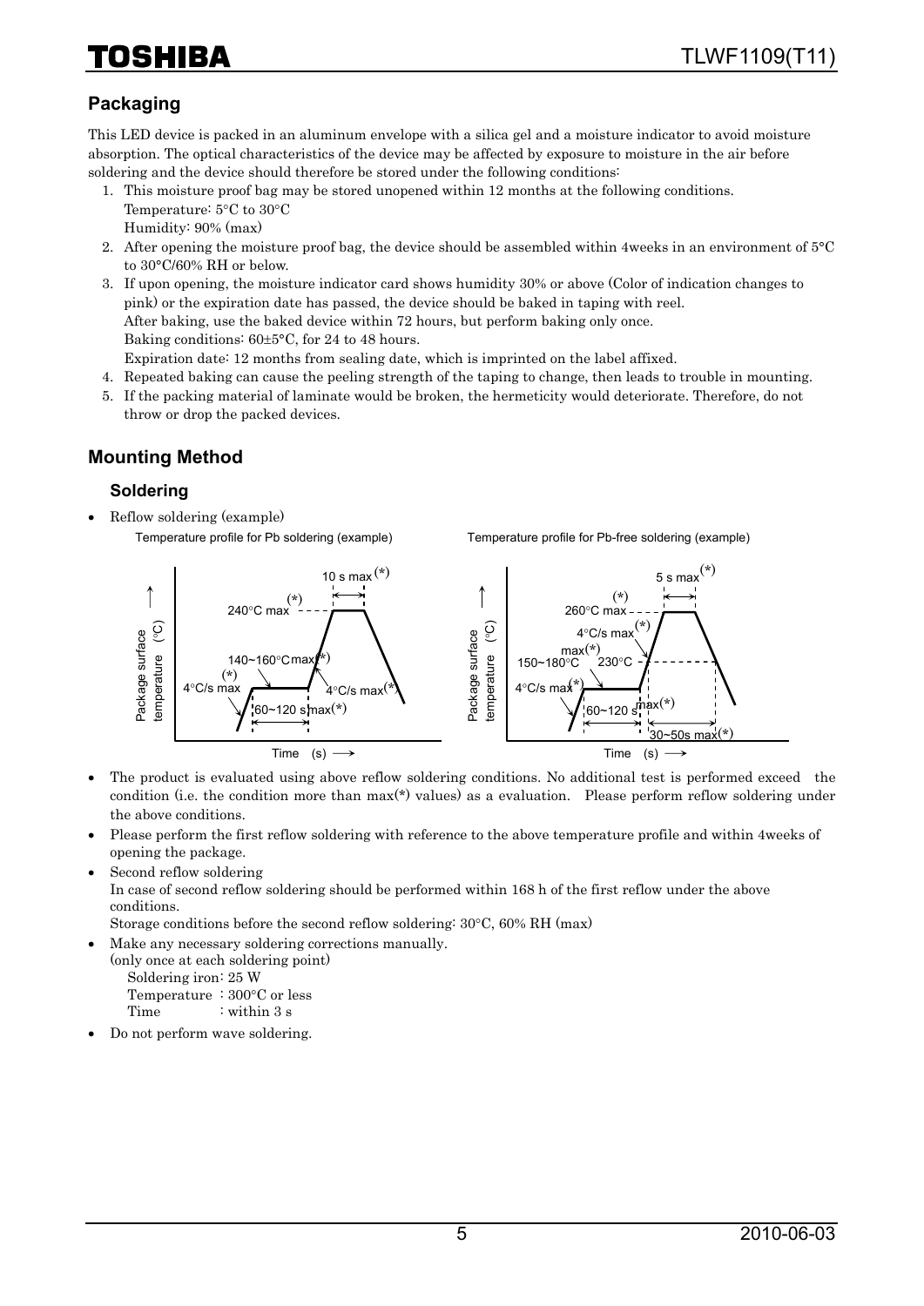## Packaging

This LED device is packed in an aluminum envelope with a silica gel and a moisture indicator to avoid moisture absorption. The optical characteristics of the device may be affected by exposure to moisture in the air before soldering and the device should therefore be stored under the following conditions:

1. This moisture proof bag may be stored unopened within 12 months at the following conditions.
   Temperature: 5°C to 30°C
   Humidity: 90% (max)
2. After opening the moisture proof bag, the device should be assembled within 4weeks in an environment of 5°C to 30°C/60% RH or below.
3. If upon opening, the moisture indicator card shows humidity 30% or above (Color of indication changes to pink) or the expiration date has passed, the device should be baked in taping with reel.
   After baking, use the baked device within 72 hours, but perform baking only once.
   Baking conditions: 60±5°C, for 24 to 48 hours.
   Expiration date: 12 months from sealing date, which is imprinted on the label affixed.
4. Repeated baking can cause the peeling strength of the taping to change, then leads to trouble in mounting.
5. If the packing material of laminate would be broken, the hermeticity would deteriorate. Therefore, do not throw or drop the packed devices.

## Mounting Method

### Soldering

- Reflow soldering (example)

Temperature profile for Pb soldering (example)

Package surface temperature (°C) vs. Time (s): 4°C/s max(*); 140~160°C max(*); 60~120 s max(*); 240°C max(*); 10 s max(*); 4°C/s max(*)

Temperature profile for Pb-free soldering (example)

Package surface temperature (°C) vs. Time (s): 4°C/s max(*); 150~180°C max(*); 60~120 s max(*); 4°C/s max(*); 260°C max(*); 5 s max(*); 230°C; 30~50s max(*)

- The product is evaluated using above reflow soldering conditions. No additional test is performed exceed the condition (i.e. the condition more than max(*) values) as a evaluation. Please perform reflow soldering under the above conditions.
- Please perform the first reflow soldering with reference to the above temperature profile and within 4weeks of opening the package.
- Second reflow soldering
  In case of second reflow soldering should be performed within 168 h of the first reflow under the above conditions.
  Storage conditions before the second reflow soldering: 30°C, 60% RH (max)
- Make any necessary soldering corrections manually.
  (only once at each soldering point)
  Soldering iron: 25 W
  Temperature : 300°C or less
  Time : within 3 s
- Do not perform wave soldering.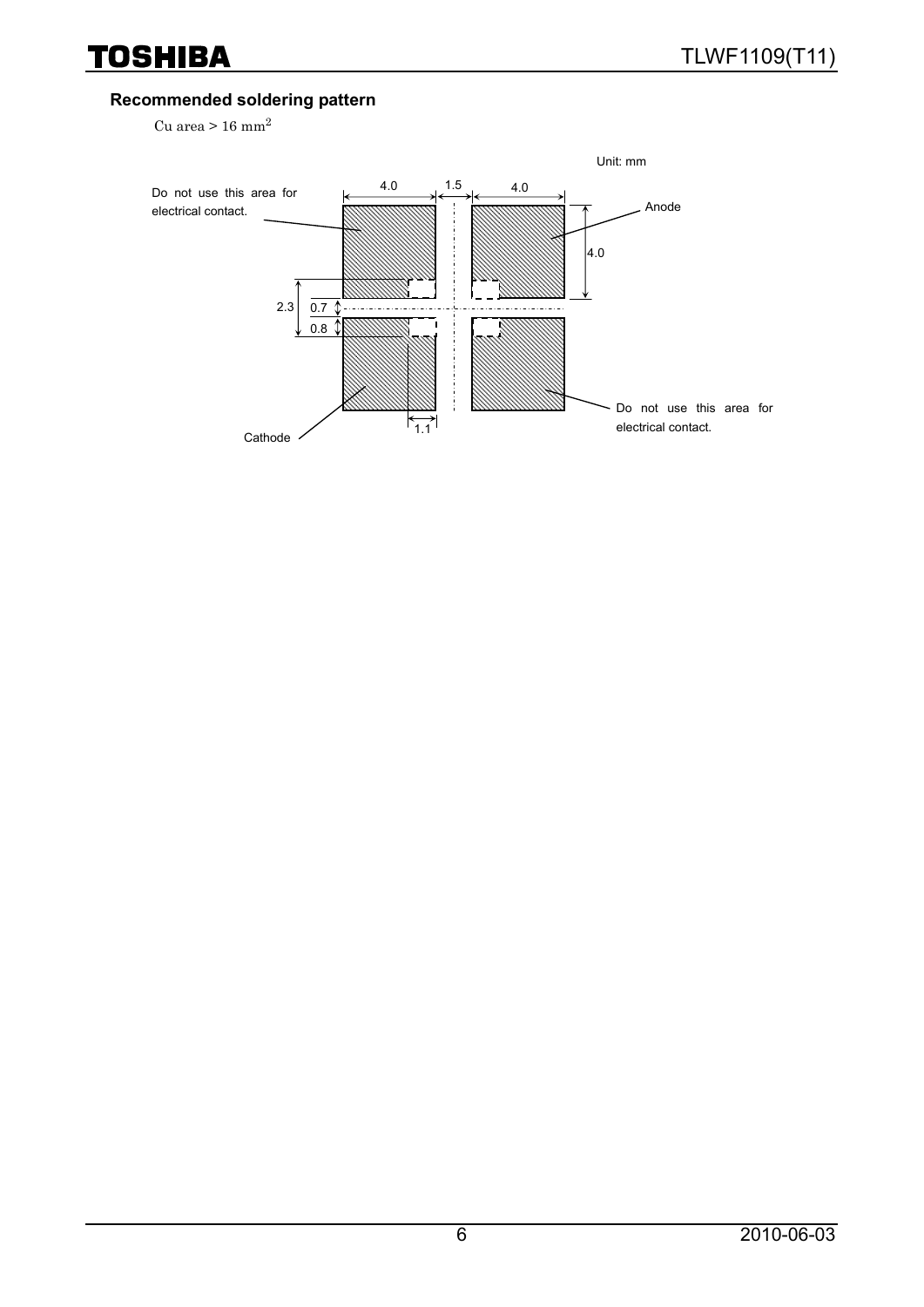### Recommended soldering pattern

Cu area > 16 $mm^2$

Unit: mm

Do not use this area for electrical contact.

Anode

Cathode

Do not use this area for electrical contact.

4.0 1.5 4.0

4.0

2.3 0.7 0.8

1.1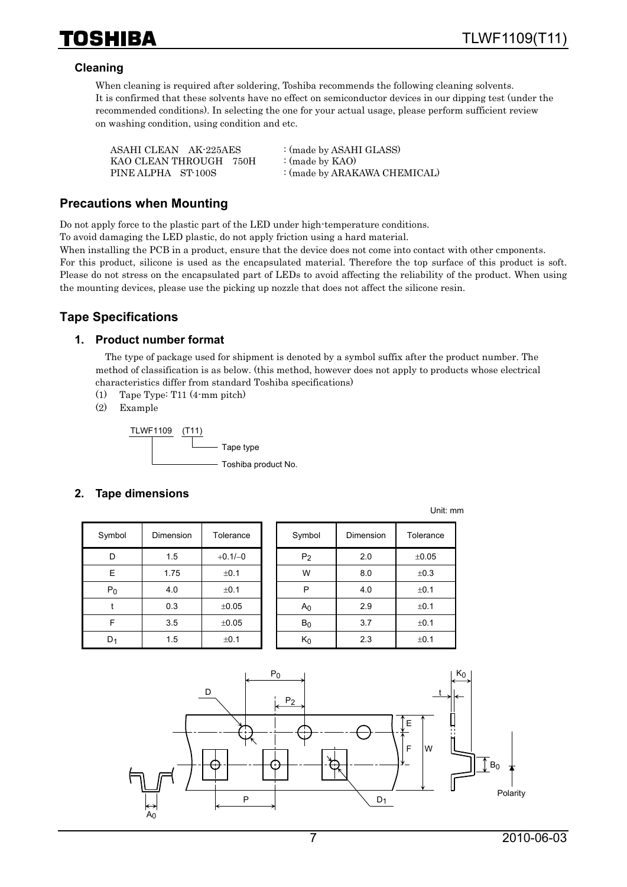### Cleaning

When cleaning is required after soldering, Toshiba recommends the following cleaning solvents.
It is confirmed that these solvents have no effect on semiconductor devices in our dipping test (under the recommended conditions). In selecting the one for your actual usage, please perform sufficient review on washing condition, using condition and etc.

```
ASAHI CLEAN   AK-225AES          : (made by ASAHI GLASS)
KAO CLEAN THROUGH   750H         : (made by KAO)
PINE ALPHA   ST-100S             : (made by ARAKAWA CHEMICAL)
```

## Precautions when Mounting

Do not apply force to the plastic part of the LED under high-temperature conditions.
To avoid damaging the LED plastic, do not apply friction using a hard material.
When installing the PCB in a product, ensure that the device does not come into contact with other cmponents.
For this product, silicone is used as the encapsulated material. Therefore the top surface of this product is soft. Please do not stress on the encapsulated part of LEDs to avoid affecting the reliability of the product. When using the mounting devices, please use the picking up nozzle that does not affect the silicone resin.

## Tape Specifications

### 1. Product number format

The type of package used for shipment is denoted by a symbol suffix after the product number. The method of classification is as below. (this method, however does not apply to products whose electrical characteristics differ from standard Toshiba specifications)

(1) Tape Type: T11 (4-mm pitch)

(2) Example

TLWF1109 (T11)
- (T11): Tape type
- TLWF1109: Toshiba product No.

### 2. Tape dimensions

Unit: mm

| Symbol | Dimension | Tolerance | Symbol | Dimension | Tolerance |
|---|---|---|---|---|---|
| D | 1.5 | +0.1/−0 | $P_2$ | 2.0 | ±0.05 |
| E | 1.75 | ±0.1 | W | 8.0 | ±0.3 |
| $P_0$ | 4.0 | ±0.1 | P | 4.0 | ±0.1 |
| t | 0.3 | ±0.05 | $A_0$ | 2.9 | ±0.1 |
| F | 3.5 | ±0.05 | $B_0$ | 3.7 | ±0.1 |
| $D_1$ | 1.5 | ±0.1 | $K_0$ | 2.3 | ±0.1 |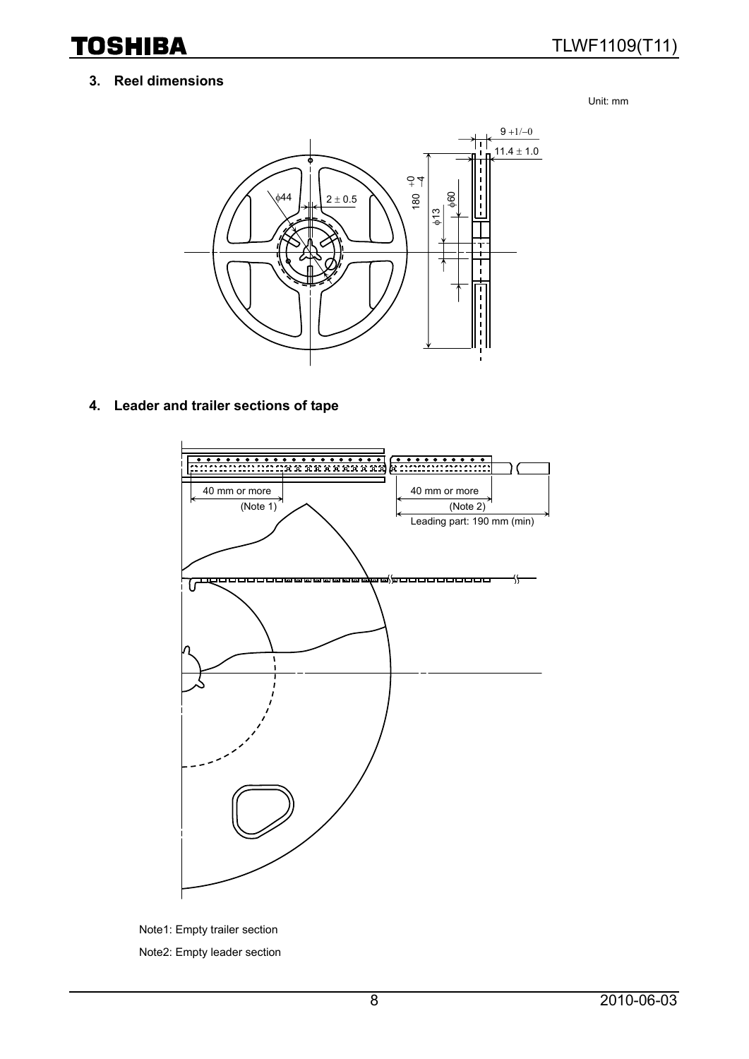## 3. Reel dimensions

Unit: mm

## 4. Leader and trailer sections of tape

Note1: Empty trailer section

Note2: Empty leader section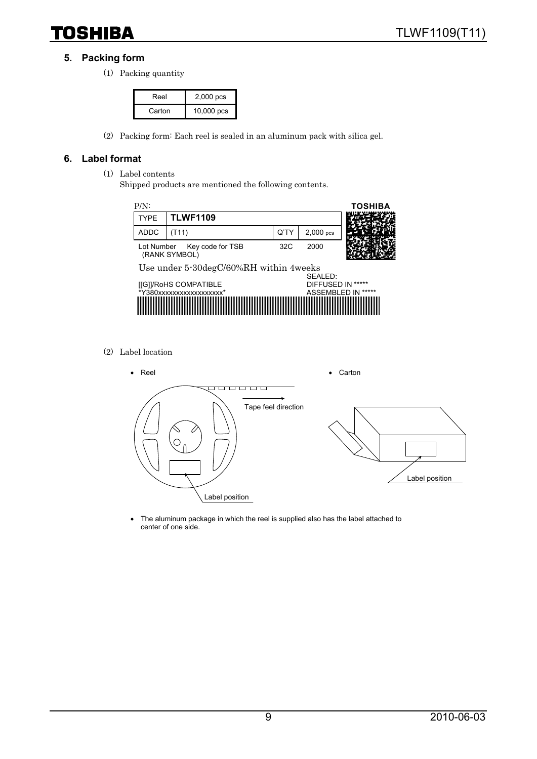## 5. Packing form

(1) Packing quantity

| Reel | 2,000 pcs |
|---|---|
| Carton | 10,000 pcs |

(2) Packing form: Each reel is sealed in an aluminum pack with silica gel.

## 6. Label format

(1) Label contents
Shipped products are mentioned the following contents.

P/N:

| TYPE | TLWF1109 | | |
|---|---|---|---|
| ADDC | (T11) | Q'TY | 2,000 pcs |
| Lot Number (RANK SYMBOL) | Key code for TSB | 32C | 2000 |

TOSHIBA

Use under 5-30degC/60%RH within 4weeks

[[G]]/RoHS COMPATIBLE
*Y380xxxxxxxxxxxxxxxxxx*

SEALED:
DIFFUSED IN *****
ASSEMBLED IN *****

(2) Label location

- Reel
- Carton

Tape feel direction

Label position

Label position

- The aluminum package in which the reel is supplied also has the label attached to center of one side.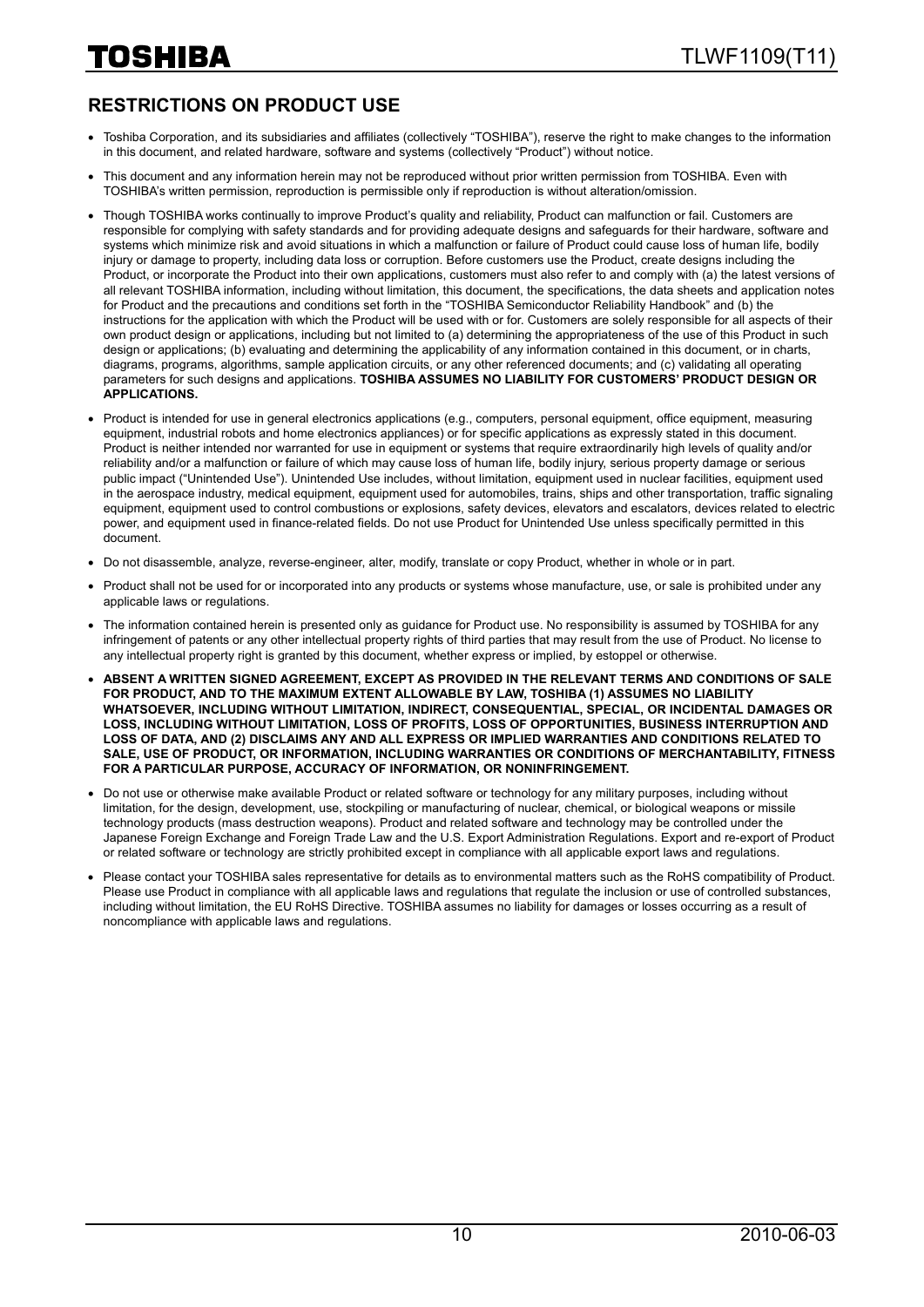## RESTRICTIONS ON PRODUCT USE

- Toshiba Corporation, and its subsidiaries and affiliates (collectively "TOSHIBA"), reserve the right to make changes to the information in this document, and related hardware, software and systems (collectively "Product") without notice.
- This document and any information herein may not be reproduced without prior written permission from TOSHIBA. Even with TOSHIBA's written permission, reproduction is permissible only if reproduction is without alteration/omission.
- Though TOSHIBA works continually to improve Product's quality and reliability, Product can malfunction or fail. Customers are responsible for complying with safety standards and for providing adequate designs and safeguards for their hardware, software and systems which minimize risk and avoid situations in which a malfunction or failure of Product could cause loss of human life, bodily injury or damage to property, including data loss or corruption. Before customers use the Product, create designs including the Product, or incorporate the Product into their own applications, customers must also refer to and comply with (a) the latest versions of all relevant TOSHIBA information, including without limitation, this document, the specifications, the data sheets and application notes for Product and the precautions and conditions set forth in the "TOSHIBA Semiconductor Reliability Handbook" and (b) the instructions for the application with which the Product will be used with or for. Customers are solely responsible for all aspects of their own product design or applications, including but not limited to (a) determining the appropriateness of the use of this Product in such design or applications; (b) evaluating and determining the applicability of any information contained in this document, or in charts, diagrams, programs, algorithms, sample application circuits, or any other referenced documents; and (c) validating all operating parameters for such designs and applications. **TOSHIBA ASSUMES NO LIABILITY FOR CUSTOMERS' PRODUCT DESIGN OR APPLICATIONS.**
- Product is intended for use in general electronics applications (e.g., computers, personal equipment, office equipment, measuring equipment, industrial robots and home electronics appliances) or for specific applications as expressly stated in this document. Product is neither intended nor warranted for use in equipment or systems that require extraordinarily high levels of quality and/or reliability and/or a malfunction or failure of which may cause loss of human life, bodily injury, serious property damage or serious public impact ("Unintended Use"). Unintended Use includes, without limitation, equipment used in nuclear facilities, equipment used in the aerospace industry, medical equipment, equipment used for automobiles, trains, ships and other transportation, traffic signaling equipment, equipment used to control combustions or explosions, safety devices, elevators and escalators, devices related to electric power, and equipment used in finance-related fields. Do not use Product for Unintended Use unless specifically permitted in this document.
- Do not disassemble, analyze, reverse-engineer, alter, modify, translate or copy Product, whether in whole or in part.
- Product shall not be used for or incorporated into any products or systems whose manufacture, use, or sale is prohibited under any applicable laws or regulations.
- The information contained herein is presented only as guidance for Product use. No responsibility is assumed by TOSHIBA for any infringement of patents or any other intellectual property rights of third parties that may result from the use of Product. No license to any intellectual property right is granted by this document, whether express or implied, by estoppel or otherwise.
- **ABSENT A WRITTEN SIGNED AGREEMENT, EXCEPT AS PROVIDED IN THE RELEVANT TERMS AND CONDITIONS OF SALE FOR PRODUCT, AND TO THE MAXIMUM EXTENT ALLOWABLE BY LAW, TOSHIBA (1) ASSUMES NO LIABILITY WHATSOEVER, INCLUDING WITHOUT LIMITATION, INDIRECT, CONSEQUENTIAL, SPECIAL, OR INCIDENTAL DAMAGES OR LOSS, INCLUDING WITHOUT LIMITATION, LOSS OF PROFITS, LOSS OF OPPORTUNITIES, BUSINESS INTERRUPTION AND LOSS OF DATA, AND (2) DISCLAIMS ANY AND ALL EXPRESS OR IMPLIED WARRANTIES AND CONDITIONS RELATED TO SALE, USE OF PRODUCT, OR INFORMATION, INCLUDING WARRANTIES OR CONDITIONS OF MERCHANTABILITY, FITNESS FOR A PARTICULAR PURPOSE, ACCURACY OF INFORMATION, OR NONINFRINGEMENT.**
- Do not use or otherwise make available Product or related software or technology for any military purposes, including without limitation, for the design, development, use, stockpiling or manufacturing of nuclear, chemical, or biological weapons or missile technology products (mass destruction weapons). Product and related software and technology may be controlled under the Japanese Foreign Exchange and Foreign Trade Law and the U.S. Export Administration Regulations. Export and re-export of Product or related software or technology are strictly prohibited except in compliance with all applicable export laws and regulations.
- Please contact your TOSHIBA sales representative for details as to environmental matters such as the RoHS compatibility of Product. Please use Product in compliance with all applicable laws and regulations that regulate the inclusion or use of controlled substances, including without limitation, the EU RoHS Directive. TOSHIBA assumes no liability for damages or losses occurring as a result of noncompliance with applicable laws and regulations.